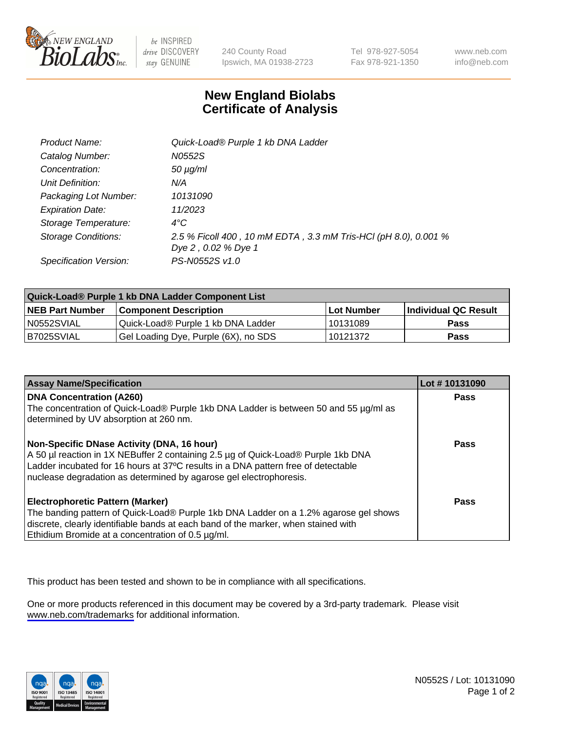New England BioLabs Inc. — be INSPIRED drive DISCOVERY stay GENUINE

240 County Road
Ipswich, MA 01938-2723

Tel 978-927-5054
Fax 978-921-1350

www.neb.com
info@neb.com

# New England Biolabs
# Certificate of Analysis

| | |
|---|---|
| *Product Name:* | *Quick-Load® Purple 1 kb DNA Ladder* |
| *Catalog Number:* | *N0552S* |
| *Concentration:* | *50 µg/ml* |
| *Unit Definition:* | *N/A* |
| *Packaging Lot Number:* | *10131090* |
| *Expiration Date:* | *11/2023* |
| *Storage Temperature:* | *4°C* |
| *Storage Conditions:* | *2.5 % Ficoll 400 , 10 mM EDTA , 3.3 mM Tris-HCl (pH 8.0), 0.001 % Dye 2 , 0.02 % Dye 1* |
| *Specification Version:* | *PS-N0552S v1.0* |

| **Quick-Load® Purple 1 kb DNA Ladder Component List** | | | |
|---|---|---|---|
| **NEB Part Number** | **Component Description** | **Lot Number** | **Individual QC Result** |
| N0552SVIAL | Quick-Load® Purple 1 kb DNA Ladder | 10131089 | **Pass** |
| B7025SVIAL | Gel Loading Dye, Purple (6X), no SDS | 10121372 | **Pass** |

| **Assay Name/Specification** | **Lot # 10131090** |
|---|---|
| **DNA Concentration (A260)**<br>The concentration of Quick-Load® Purple 1kb DNA Ladder is between 50 and 55 µg/ml as determined by UV absorption at 260 nm. | **Pass** |
| **Non-Specific DNase Activity (DNA, 16 hour)**<br>A 50 µl reaction in 1X NEBuffer 2 containing 2.5 µg of Quick-Load® Purple 1kb DNA Ladder incubated for 16 hours at 37ºC results in a DNA pattern free of detectable nuclease degradation as determined by agarose gel electrophoresis. | **Pass** |
| **Electrophoretic Pattern (Marker)**<br>The banding pattern of Quick-Load® Purple 1kb DNA Ladder on a 1.2% agarose gel shows discrete, clearly identifiable bands at each band of the marker, when stained with Ethidium Bromide at a concentration of 0.5 µg/ml. | **Pass** |

This product has been tested and shown to be in compliance with all specifications.

One or more products referenced in this document may be covered by a 3rd-party trademark. Please visit www.neb.com/trademarks for additional information.

ISO 9001 Registered Quality Management | ISO 13485 Registered Medical Devices | ISO 14001 Registered Environmental Management

N0552S / Lot: 10131090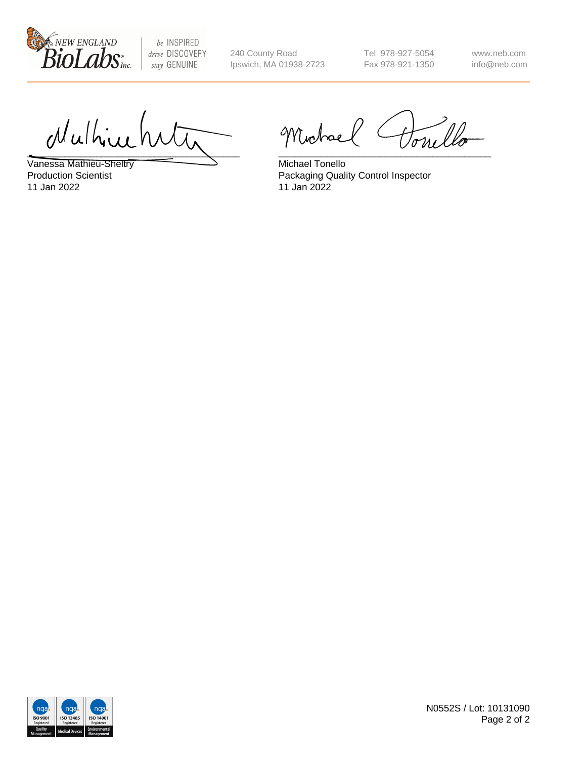Vanessa Mathieu-Sheltry
Production Scientist
11 Jan 2022

Michael Tonello
Packaging Quality Control Inspector
11 Jan 2022

N0552S / Lot: 10131090